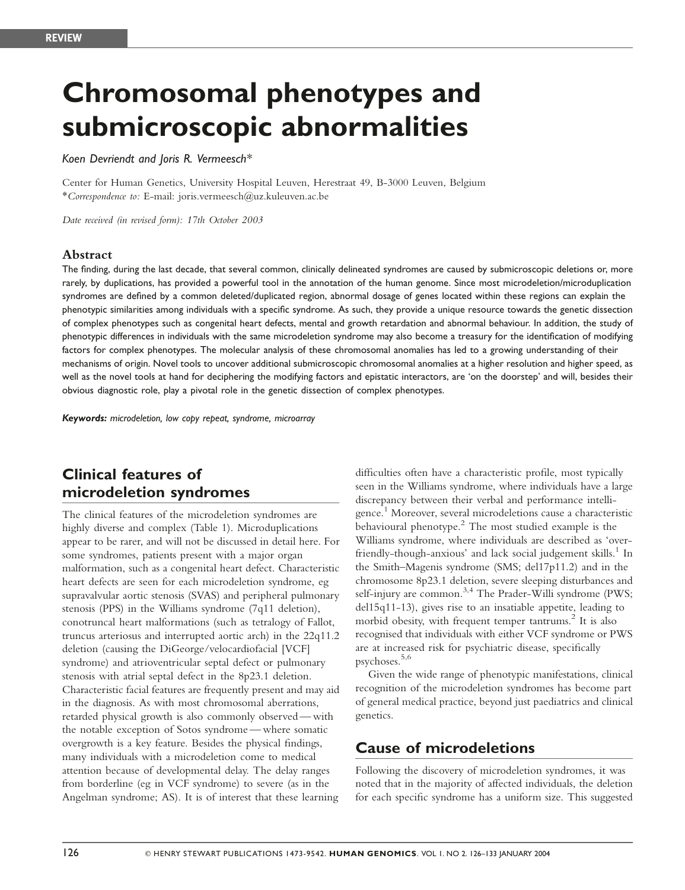REVIEW

# Chromosomal phenotypes and submicroscopic abnormalities

*Koen Devriendt and Joris R. Vermeesch\**

Center for Human Genetics, University Hospital Leuven, Herestraat 49, B-3000 Leuven, Belgium
\**Correspondence to:* E-mail: joris.vermeesch@uz.kuleuven.ac.be

*Date received (in revised form): 17th October 2003*

### Abstract

The finding, during the last decade, that several common, clinically delineated syndromes are caused by submicroscopic deletions or, more rarely, by duplications, has provided a powerful tool in the annotation of the human genome. Since most microdeletion/microduplication syndromes are defined by a common deleted/duplicated region, abnormal dosage of genes located within these regions can explain the phenotypic similarities among individuals with a specific syndrome. As such, they provide a unique resource towards the genetic dissection of complex phenotypes such as congenital heart defects, mental and growth retardation and abnormal behaviour. In addition, the study of phenotypic differences in individuals with the same microdeletion syndrome may also become a treasury for the identification of modifying factors for complex phenotypes. The molecular analysis of these chromosomal anomalies has led to a growing understanding of their mechanisms of origin. Novel tools to uncover additional submicroscopic chromosomal anomalies at a higher resolution and higher speed, as well as the novel tools at hand for deciphering the modifying factors and epistatic interactors, are 'on the doorstep' and will, besides their obvious diagnostic role, play a pivotal role in the genetic dissection of complex phenotypes.

***Keywords:*** *microdeletion, low copy repeat, syndrome, microarray*

## Clinical features of microdeletion syndromes

The clinical features of the microdeletion syndromes are highly diverse and complex (Table 1). Microduplications appear to be rarer, and will not be discussed in detail here. For some syndromes, patients present with a major organ malformation, such as a congenital heart defect. Characteristic heart defects are seen for each microdeletion syndrome, eg supravalvular aortic stenosis (SVAS) and peripheral pulmonary stenosis (PPS) in the Williams syndrome (7q11 deletion), conotruncal heart malformations (such as tetralogy of Fallot, truncus arteriosus and interrupted aortic arch) in the 22q11.2 deletion (causing the DiGeorge/velocardiofacial [VCF] syndrome) and atrioventricular septal defect or pulmonary stenosis with atrial septal defect in the 8p23.1 deletion. Characteristic facial features are frequently present and may aid in the diagnosis. As with most chromosomal aberrations, retarded physical growth is also commonly observed — with the notable exception of Sotos syndrome — where somatic overgrowth is a key feature. Besides the physical findings, many individuals with a microdeletion come to medical attention because of developmental delay. The delay ranges from borderline (eg in VCF syndrome) to severe (as in the Angelman syndrome; AS). It is of interest that these learning difficulties often have a characteristic profile, most typically seen in the Williams syndrome, where individuals have a large discrepancy between their verbal and performance intelligence.[1] Moreover, several microdeletions cause a characteristic behavioural phenotype.[2] The most studied example is the Williams syndrome, where individuals are described as 'over-friendly-though-anxious' and lack social judgement skills.[1] In the Smith–Magenis syndrome (SMS; del17p11.2) and in the chromosome 8p23.1 deletion, severe sleeping disturbances and self-injury are common.[3,4] The Prader-Willi syndrome (PWS; del15q11-13), gives rise to an insatiable appetite, leading to morbid obesity, with frequent temper tantrums.[2] It is also recognised that individuals with either VCF syndrome or PWS are at increased risk for psychiatric disease, specifically psychoses.[5,6]

Given the wide range of phenotypic manifestations, clinical recognition of the microdeletion syndromes has become part of general medical practice, beyond just paediatrics and clinical genetics.

## Cause of microdeletions

Following the discovery of microdeletion syndromes, it was noted that in the majority of affected individuals, the deletion for each specific syndrome has a uniform size. This suggested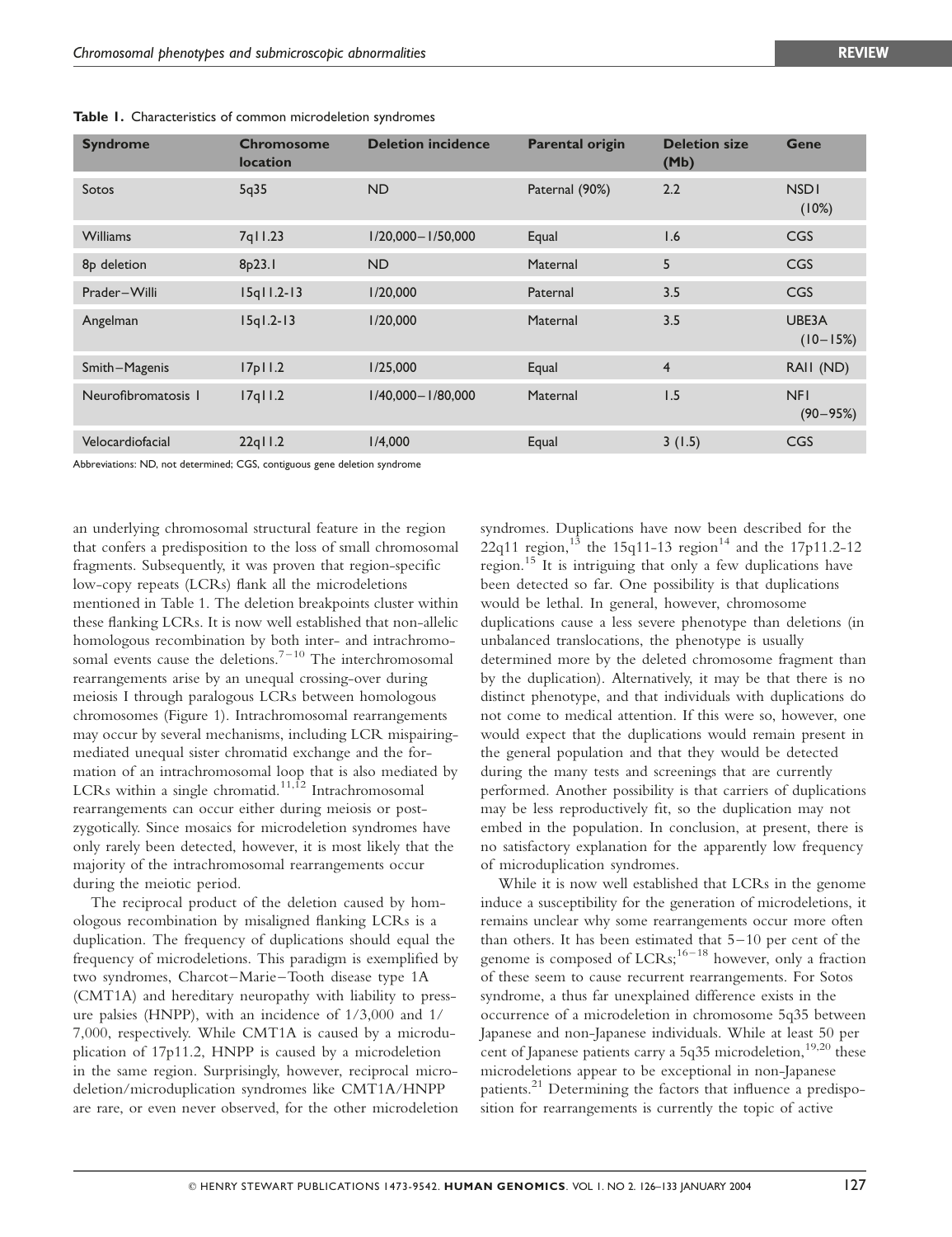**Table 1.** Characteristics of common microdeletion syndromes

| Syndrome | Chromosome location | Deletion incidence | Parental origin | Deletion size (Mb) | Gene |
|---|---|---|---|---|---|
| Sotos | 5q35 | ND | Paternal (90%) | 2.2 | NSD1 (10%) |
| Williams | 7q11.23 | 1/20,000–1/50,000 | Equal | 1.6 | CGS |
| 8p deletion | 8p23.1 | ND | Maternal | 5 | CGS |
| Prader–Willi | 15q11.2-13 | 1/20,000 | Paternal | 3.5 | CGS |
| Angelman | 15q1.2-13 | 1/20,000 | Maternal | 3.5 | UBE3A (10–15%) |
| Smith–Magenis | 17p11.2 | 1/25,000 | Equal | 4 | RAI1 (ND) |
| Neurofibromatosis 1 | 17q11.2 | 1/40,000–1/80,000 | Maternal | 1.5 | NF1 (90–95%) |
| Velocardiofacial | 22q11.2 | 1/4,000 | Equal | 3 (1.5) | CGS |

Abbreviations: ND, not determined; CGS, contiguous gene deletion syndrome

an underlying chromosomal structural feature in the region that confers a predisposition to the loss of small chromosomal fragments. Subsequently, it was proven that region-specific low-copy repeats (LCRs) flank all the microdeletions mentioned in Table 1. The deletion breakpoints cluster within these flanking LCRs. It is now well established that non-allelic homologous recombination by both inter- and intrachromosomal events cause the deletions.[7–10] The interchromosomal rearrangements arise by an unequal crossing-over during meiosis I through paralogous LCRs between homologous chromosomes (Figure 1). Intrachromosomal rearrangements may occur by several mechanisms, including LCR mispairing-mediated unequal sister chromatid exchange and the formation of an intrachromosomal loop that is also mediated by LCRs within a single chromatid.[11,12] Intrachromosomal rearrangements can occur either during meiosis or post-zygotically. Since mosaics for microdeletion syndromes have only rarely been detected, however, it is most likely that the majority of the intrachromosomal rearrangements occur during the meiotic period.

The reciprocal product of the deletion caused by homologous recombination by misaligned flanking LCRs is a duplication. The frequency of duplications should equal the frequency of microdeletions. This paradigm is exemplified by two syndromes, Charcot–Marie–Tooth disease type 1A (CMT1A) and hereditary neuropathy with liability to pressure palsies (HNPP), with an incidence of 1/3,000 and 1/7,000, respectively. While CMT1A is caused by a microduplication of 17p11.2, HNPP is caused by a microdeletion in the same region. Surprisingly, however, reciprocal microdeletion/microduplication syndromes like CMT1A/HNPP are rare, or even never observed, for the other microdeletion syndromes. Duplications have now been described for the 22q11 region,[13] the 15q11-13 region[14] and the 17p11.2-12 region.[15] It is intriguing that only a few duplications have been detected so far. One possibility is that duplications would be lethal. In general, however, chromosome duplications cause a less severe phenotype than deletions (in unbalanced translocations, the phenotype is usually determined more by the deleted chromosome fragment than by the duplication). Alternatively, it may be that there is no distinct phenotype, and that individuals with duplications do not come to medical attention. If this were so, however, one would expect that the duplications would remain present in the general population and that they would be detected during the many tests and screenings that are currently performed. Another possibility is that carriers of duplications may be less reproductively fit, so the duplication may not embed in the population. In conclusion, at present, there is no satisfactory explanation for the apparently low frequency of microduplication syndromes.

While it is now well established that LCRs in the genome induce a susceptibility for the generation of microdeletions, it remains unclear why some rearrangements occur more often than others. It has been estimated that 5–10 per cent of the genome is composed of LCRs;[16–18] however, only a fraction of these seem to cause recurrent rearrangements. For Sotos syndrome, a thus far unexplained difference exists in the occurrence of a microdeletion in chromosome 5q35 between Japanese and non-Japanese individuals. While at least 50 per cent of Japanese patients carry a 5q35 microdeletion,[19,20] these microdeletions appear to be exceptional in non-Japanese patients.[21] Determining the factors that influence a predisposition for rearrangements is currently the topic of active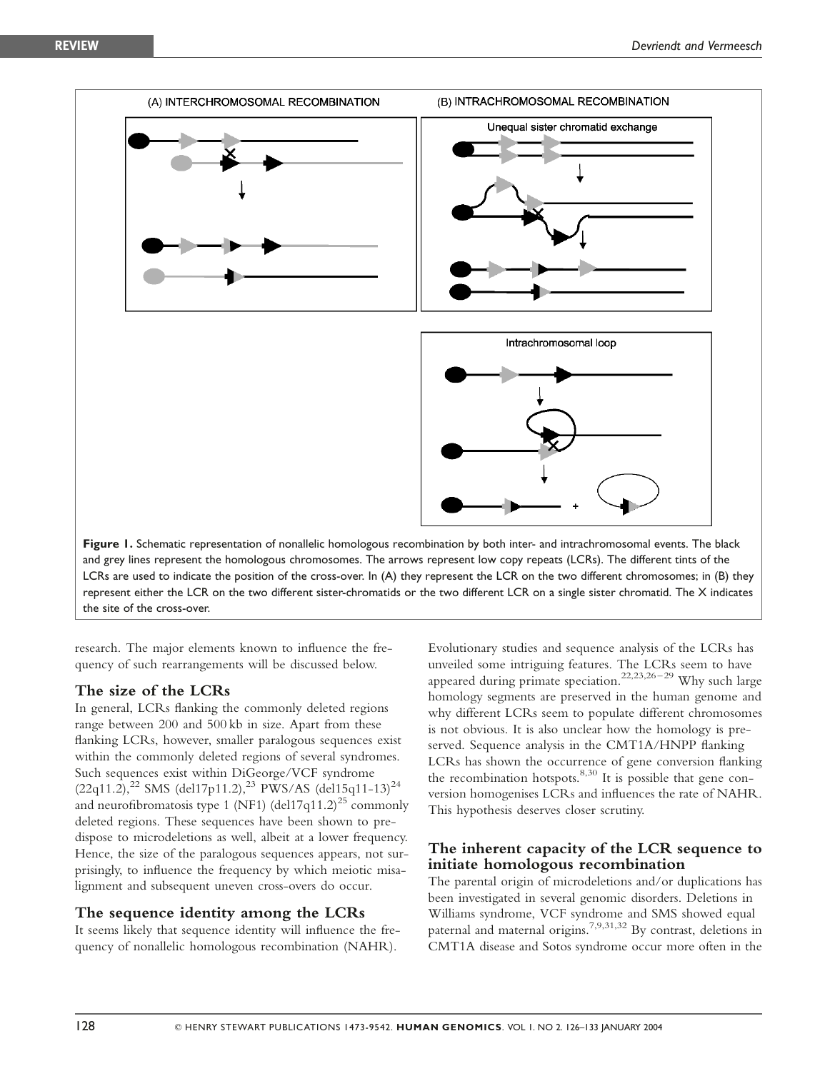(A) INTERCHROMOSOMAL RECOMBINATION

(B) INTRACHROMOSOMAL RECOMBINATION

Unequal sister chromatid exchange

Intrachromosomal loop

**Figure 1.** Schematic representation of nonallelic homologous recombination by both inter- and intrachromosomal events. The black and grey lines represent the homologous chromosomes. The arrows represent low copy repeats (LCRs). The different tints of the LCRs are used to indicate the position of the cross-over. In (A) they represent the LCR on the two different chromosomes; in (B) they represent either the LCR on the two different sister-chromatids or the two different LCR on a single sister chromatid. The X indicates the site of the cross-over.

research. The major elements known to influence the frequency of such rearrangements will be discussed below.

## The size of the LCRs

In general, LCRs flanking the commonly deleted regions range between 200 and 500 kb in size. Apart from these flanking LCRs, however, smaller paralogous sequences exist within the commonly deleted regions of several syndromes. Such sequences exist within DiGeorge/VCF syndrome (22q11.2),[22] SMS (del17p11.2),[23] PWS/AS (del15q11-13)[24] and neurofibromatosis type 1 (NF1) (del17q11.2)[25] commonly deleted regions. These sequences have been shown to predispose to microdeletions as well, albeit at a lower frequency. Hence, the size of the paralogous sequences appears, not surprisingly, to influence the frequency by which meiotic misalignment and subsequent uneven cross-overs do occur.

## The sequence identity among the LCRs

It seems likely that sequence identity will influence the frequency of nonallelic homologous recombination (NAHR). Evolutionary studies and sequence analysis of the LCRs has unveiled some intriguing features. The LCRs seem to have appeared during primate speciation.[22,23,26–29] Why such large homology segments are preserved in the human genome and why different LCRs seem to populate different chromosomes is not obvious. It is also unclear how the homology is preserved. Sequence analysis in the CMT1A/HNPP flanking LCRs has shown the occurrence of gene conversion flanking the recombination hotspots.[8,30] It is possible that gene conversion homogenises LCRs and influences the rate of NAHR. This hypothesis deserves closer scrutiny.

## The inherent capacity of the LCR sequence to initiate homologous recombination

The parental origin of microdeletions and/or duplications has been investigated in several genomic disorders. Deletions in Williams syndrome, VCF syndrome and SMS showed equal paternal and maternal origins.[7,9,31,32] By contrast, deletions in CMT1A disease and Sotos syndrome occur more often in the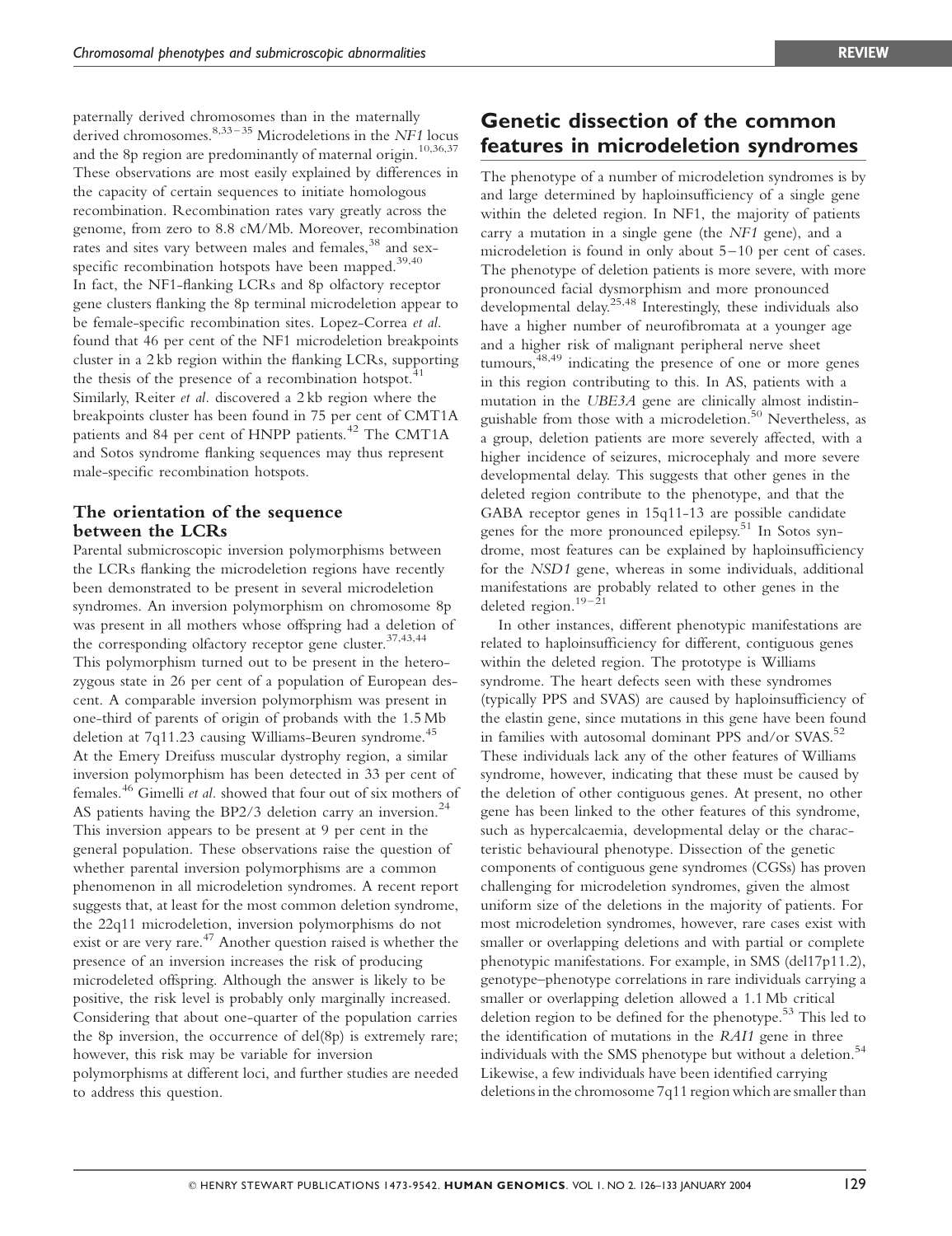paternally derived chromosomes than in the maternally derived chromosomes.[8,33–35] Microdeletions in the *NF1* locus and the 8p region are predominantly of maternal origin.[10,36,37] These observations are most easily explained by differences in the capacity of certain sequences to initiate homologous recombination. Recombination rates vary greatly across the genome, from zero to 8.8 cM/Mb. Moreover, recombination rates and sites vary between males and females,[38] and sex-specific recombination hotspots have been mapped.[39,40] In fact, the NF1-flanking LCRs and 8p olfactory receptor gene clusters flanking the 8p terminal microdeletion appear to be female-specific recombination sites. Lopez-Correa *et al.* found that 46 per cent of the NF1 microdeletion breakpoints cluster in a 2 kb region within the flanking LCRs, supporting the thesis of the presence of a recombination hotspot.[41] Similarly, Reiter *et al.* discovered a 2 kb region where the breakpoints cluster has been found in 75 per cent of CMT1A patients and 84 per cent of HNPP patients.[42] The CMT1A and Sotos syndrome flanking sequences may thus represent male-specific recombination hotspots.

### The orientation of the sequence between the LCRs

Parental submicroscopic inversion polymorphisms between the LCRs flanking the microdeletion regions have recently been demonstrated to be present in several microdeletion syndromes. An inversion polymorphism on chromosome 8p was present in all mothers whose offspring had a deletion of the corresponding olfactory receptor gene cluster.[37,43,44] This polymorphism turned out to be present in the heterozygous state in 26 per cent of a population of European descent. A comparable inversion polymorphism was present in one-third of parents of origin of probands with the 1.5 Mb deletion at 7q11.23 causing Williams-Beuren syndrome.[45] At the Emery Dreifuss muscular dystrophy region, a similar inversion polymorphism has been detected in 33 per cent of females.[46] Gimelli *et al.* showed that four out of six mothers of AS patients having the BP2/3 deletion carry an inversion.[24] This inversion appears to be present at 9 per cent in the general population. These observations raise the question of whether parental inversion polymorphisms are a common phenomenon in all microdeletion syndromes. A recent report suggests that, at least for the most common deletion syndrome, the 22q11 microdeletion, inversion polymorphisms do not exist or are very rare.[47] Another question raised is whether the presence of an inversion increases the risk of producing microdeleted offspring. Although the answer is likely to be positive, the risk level is probably only marginally increased. Considering that about one-quarter of the population carries the 8p inversion, the occurrence of del(8p) is extremely rare; however, this risk may be variable for inversion polymorphisms at different loci, and further studies are needed to address this question.

## Genetic dissection of the common features in microdeletion syndromes

The phenotype of a number of microdeletion syndromes is by and large determined by haploinsufficiency of a single gene within the deleted region. In NF1, the majority of patients carry a mutation in a single gene (the *NF1* gene), and a microdeletion is found in only about 5–10 per cent of cases. The phenotype of deletion patients is more severe, with more pronounced facial dysmorphism and more pronounced developmental delay.[25,48] Interestingly, these individuals also have a higher number of neurofibromata at a younger age and a higher risk of malignant peripheral nerve sheet tumours,[48,49] indicating the presence of one or more genes in this region contributing to this. In AS, patients with a mutation in the *UBE3A* gene are clinically almost indistinguishable from those with a microdeletion.[50] Nevertheless, as a group, deletion patients are more severely affected, with a higher incidence of seizures, microcephaly and more severe developmental delay. This suggests that other genes in the deleted region contribute to the phenotype, and that the GABA receptor genes in 15q11-13 are possible candidate genes for the more pronounced epilepsy.[51] In Sotos syndrome, most features can be explained by haploinsufficiency for the *NSD1* gene, whereas in some individuals, additional manifestations are probably related to other genes in the deleted region.[19–21]

In other instances, different phenotypic manifestations are related to haploinsufficiency for different, contiguous genes within the deleted region. The prototype is Williams syndrome. The heart defects seen with these syndromes (typically PPS and SVAS) are caused by haploinsufficiency of the elastin gene, since mutations in this gene have been found in families with autosomal dominant PPS and/or SVAS.[52] These individuals lack any of the other features of Williams syndrome, however, indicating that these must be caused by the deletion of other contiguous genes. At present, no other gene has been linked to the other features of this syndrome, such as hypercalcaemia, developmental delay or the characteristic behavioural phenotype. Dissection of the genetic components of contiguous gene syndromes (CGSs) has proven challenging for microdeletion syndromes, given the almost uniform size of the deletions in the majority of patients. For most microdeletion syndromes, however, rare cases exist with smaller or overlapping deletions and with partial or complete phenotypic manifestations. For example, in SMS (del17p11.2), genotype–phenotype correlations in rare individuals carrying a smaller or overlapping deletion allowed a 1.1 Mb critical deletion region to be defined for the phenotype.[53] This led to the identification of mutations in the *RAI1* gene in three individuals with the SMS phenotype but without a deletion.[54] Likewise, a few individuals have been identified carrying deletions in the chromosome 7q11 region which are smaller than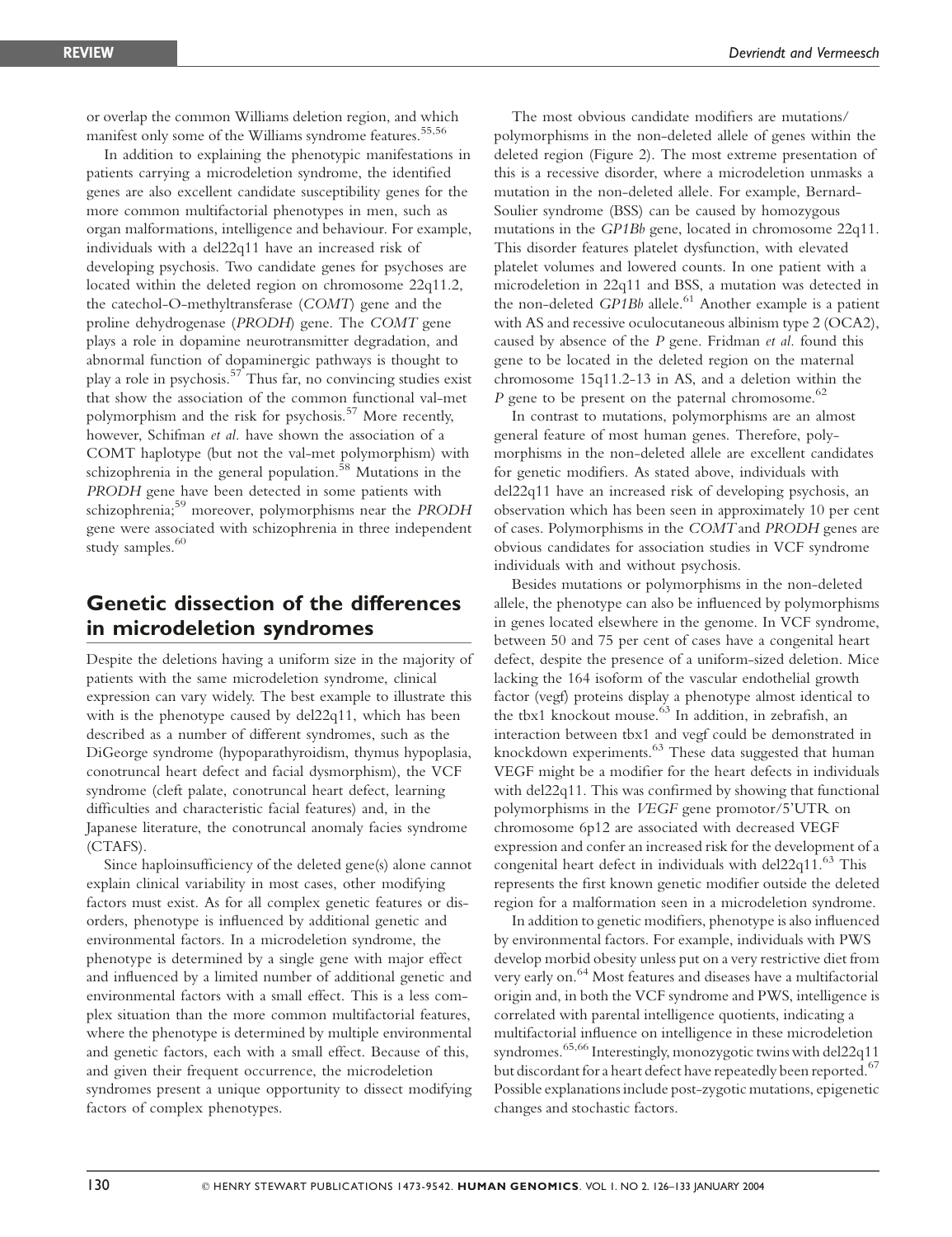or overlap the common Williams deletion region, and which manifest only some of the Williams syndrome features.[55,56]

In addition to explaining the phenotypic manifestations in patients carrying a microdeletion syndrome, the identified genes are also excellent candidate susceptibility genes for the more common multifactorial phenotypes in men, such as organ malformations, intelligence and behaviour. For example, individuals with a del22q11 have an increased risk of developing psychosis. Two candidate genes for psychoses are located within the deleted region on chromosome 22q11.2, the catechol-O-methyltransferase (*COMT*) gene and the proline dehydrogenase (*PRODH*) gene. The *COMT* gene plays a role in dopamine neurotransmitter degradation, and abnormal function of dopaminergic pathways is thought to play a role in psychosis.[57] Thus far, no convincing studies exist that show the association of the common functional val-met polymorphism and the risk for psychosis.[57] More recently, however, Schifman *et al.* have shown the association of a COMT haplotype (but not the val-met polymorphism) with schizophrenia in the general population.[58] Mutations in the *PRODH* gene have been detected in some patients with schizophrenia;[59] moreover, polymorphisms near the *PRODH* gene were associated with schizophrenia in three independent study samples.[60]

## Genetic dissection of the differences in microdeletion syndromes

Despite the deletions having a uniform size in the majority of patients with the same microdeletion syndrome, clinical expression can vary widely. The best example to illustrate this with is the phenotype caused by del22q11, which has been described as a number of different syndromes, such as the DiGeorge syndrome (hypoparathyroidism, thymus hypoplasia, conotruncal heart defect and facial dysmorphism), the VCF syndrome (cleft palate, conotruncal heart defect, learning difficulties and characteristic facial features) and, in the Japanese literature, the conotruncal anomaly facies syndrome (CTAFS).

Since haploinsufficiency of the deleted gene(s) alone cannot explain clinical variability in most cases, other modifying factors must exist. As for all complex genetic features or disorders, phenotype is influenced by additional genetic and environmental factors. In a microdeletion syndrome, the phenotype is determined by a single gene with major effect and influenced by a limited number of additional genetic and environmental factors with a small effect. This is a less complex situation than the more common multifactorial features, where the phenotype is determined by multiple environmental and genetic factors, each with a small effect. Because of this, and given their frequent occurrence, the microdeletion syndromes present a unique opportunity to dissect modifying factors of complex phenotypes.

The most obvious candidate modifiers are mutations/polymorphisms in the non-deleted allele of genes within the deleted region (Figure 2). The most extreme presentation of this is a recessive disorder, where a microdeletion unmasks a mutation in the non-deleted allele. For example, Bernard-Soulier syndrome (BSS) can be caused by homozygous mutations in the *GP1Bb* gene, located in chromosome 22q11. This disorder features platelet dysfunction, with elevated platelet volumes and lowered counts. In one patient with a microdeletion in 22q11 and BSS, a mutation was detected in the non-deleted *GP1Bb* allele.[61] Another example is a patient with AS and recessive oculocutaneous albinism type 2 (OCA2), caused by absence of the *P* gene. Fridman *et al.* found this gene to be located in the deleted region on the maternal chromosome 15q11.2-13 in AS, and a deletion within the *P* gene to be present on the paternal chromosome.[62]

In contrast to mutations, polymorphisms are an almost general feature of most human genes. Therefore, polymorphisms in the non-deleted allele are excellent candidates for genetic modifiers. As stated above, individuals with del22q11 have an increased risk of developing psychosis, an observation which has been seen in approximately 10 per cent of cases. Polymorphisms in the *COMT* and *PRODH* genes are obvious candidates for association studies in VCF syndrome individuals with and without psychosis.

Besides mutations or polymorphisms in the non-deleted allele, the phenotype can also be influenced by polymorphisms in genes located elsewhere in the genome. In VCF syndrome, between 50 and 75 per cent of cases have a congenital heart defect, despite the presence of a uniform-sized deletion. Mice lacking the 164 isoform of the vascular endothelial growth factor (vegf) proteins display a phenotype almost identical to the tbx1 knockout mouse.[63] In addition, in zebrafish, an interaction between tbx1 and vegf could be demonstrated in knockdown experiments.[63] These data suggested that human VEGF might be a modifier for the heart defects in individuals with del22q11. This was confirmed by showing that functional polymorphisms in the *VEGF* gene promotor/5'UTR on chromosome 6p12 are associated with decreased VEGF expression and confer an increased risk for the development of a congenital heart defect in individuals with del22q11.[63] This represents the first known genetic modifier outside the deleted region for a malformation seen in a microdeletion syndrome.

In addition to genetic modifiers, phenotype is also influenced by environmental factors. For example, individuals with PWS develop morbid obesity unless put on a very restrictive diet from very early on.[64] Most features and diseases have a multifactorial origin and, in both the VCF syndrome and PWS, intelligence is correlated with parental intelligence quotients, indicating a multifactorial influence on intelligence in these microdeletion syndromes.[65,66] Interestingly, monozygotic twins with del22q11 but discordant for a heart defect have repeatedly been reported.[67] Possible explanations include post-zygotic mutations, epigenetic changes and stochastic factors.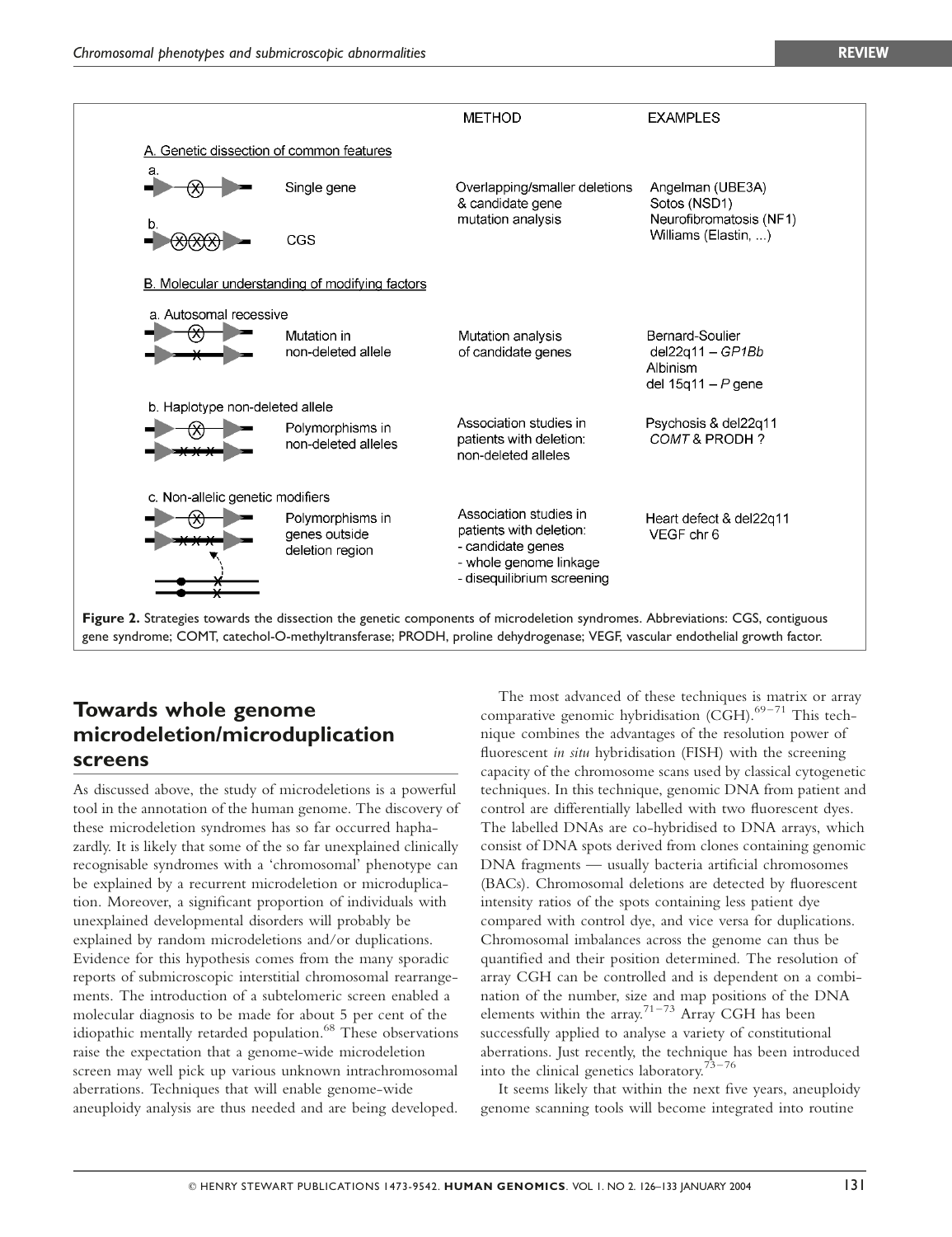| | | METHOD | EXAMPLES |
|---|---|---|---|
| **A. Genetic dissection of common features** | | | |
| a. | Single gene | Overlapping/smaller deletions & candidate gene mutation analysis | Angelman (UBE3A) Sotos (NSD1) Neurofibromatosis (NF1) Williams (Elastin, ...) |
| b. | CGS | | |
| **B. Molecular understanding of modifying factors** | | | |
| a. Autosomal recessive | Mutation in non-deleted allele | Mutation analysis of candidate genes | Bernard-Soulier del22q11 – *GP1Bb* Albinism del 15q11 – *P* gene |
| b. Haplotype non-deleted allele | Polymorphisms in non-deleted alleles | Association studies in patients with deletion: non-deleted alleles | Psychosis & del22q11 *COMT* & PRODH ? |
| c. Non-allelic genetic modifiers | Polymorphisms in genes outside deletion region | Association studies in patients with deletion: - candidate genes - whole genome linkage - disequilibrium screening | Heart defect & del22q11 VEGF chr 6 |

**Figure 2.** Strategies towards the dissection the genetic components of microdeletion syndromes. Abbreviations: CGS, contiguous gene syndrome; COMT, catechol-O-methyltransferase; PRODH, proline dehydrogenase; VEGF, vascular endothelial growth factor.

## Towards whole genome microdeletion/microduplication screens

As discussed above, the study of microdeletions is a powerful tool in the annotation of the human genome. The discovery of these microdeletion syndromes has so far occurred haphazardly. It is likely that some of the so far unexplained clinically recognisable syndromes with a 'chromosomal' phenotype can be explained by a recurrent microdeletion or microduplication. Moreover, a significant proportion of individuals with unexplained developmental disorders will probably be explained by random microdeletions and/or duplications. Evidence for this hypothesis comes from the many sporadic reports of submicroscopic interstitial chromosomal rearrangements. The introduction of a subtelomeric screen enabled a molecular diagnosis to be made for about 5 per cent of the idiopathic mentally retarded population.[68] These observations raise the expectation that a genome-wide microdeletion screen may well pick up various unknown intrachromosomal aberrations. Techniques that will enable genome-wide aneuploidy analysis are thus needed and are being developed.

The most advanced of these techniques is matrix or array comparative genomic hybridisation (CGH).[69–71] This technique combines the advantages of the resolution power of fluorescent *in situ* hybridisation (FISH) with the screening capacity of the chromosome scans used by classical cytogenetic techniques. In this technique, genomic DNA from patient and control are differentially labelled with two fluorescent dyes. The labelled DNAs are co-hybridised to DNA arrays, which consist of DNA spots derived from clones containing genomic DNA fragments — usually bacteria artificial chromosomes (BACs). Chromosomal deletions are detected by fluorescent intensity ratios of the spots containing less patient dye compared with control dye, and vice versa for duplications. Chromosomal imbalances across the genome can thus be quantified and their position determined. The resolution of array CGH can be controlled and is dependent on a combination of the number, size and map positions of the DNA elements within the array.[71–73] Array CGH has been successfully applied to analyse a variety of constitutional aberrations. Just recently, the technique has been introduced into the clinical genetics laboratory.[73–76]

It seems likely that within the next five years, aneuploidy genome scanning tools will become integrated into routine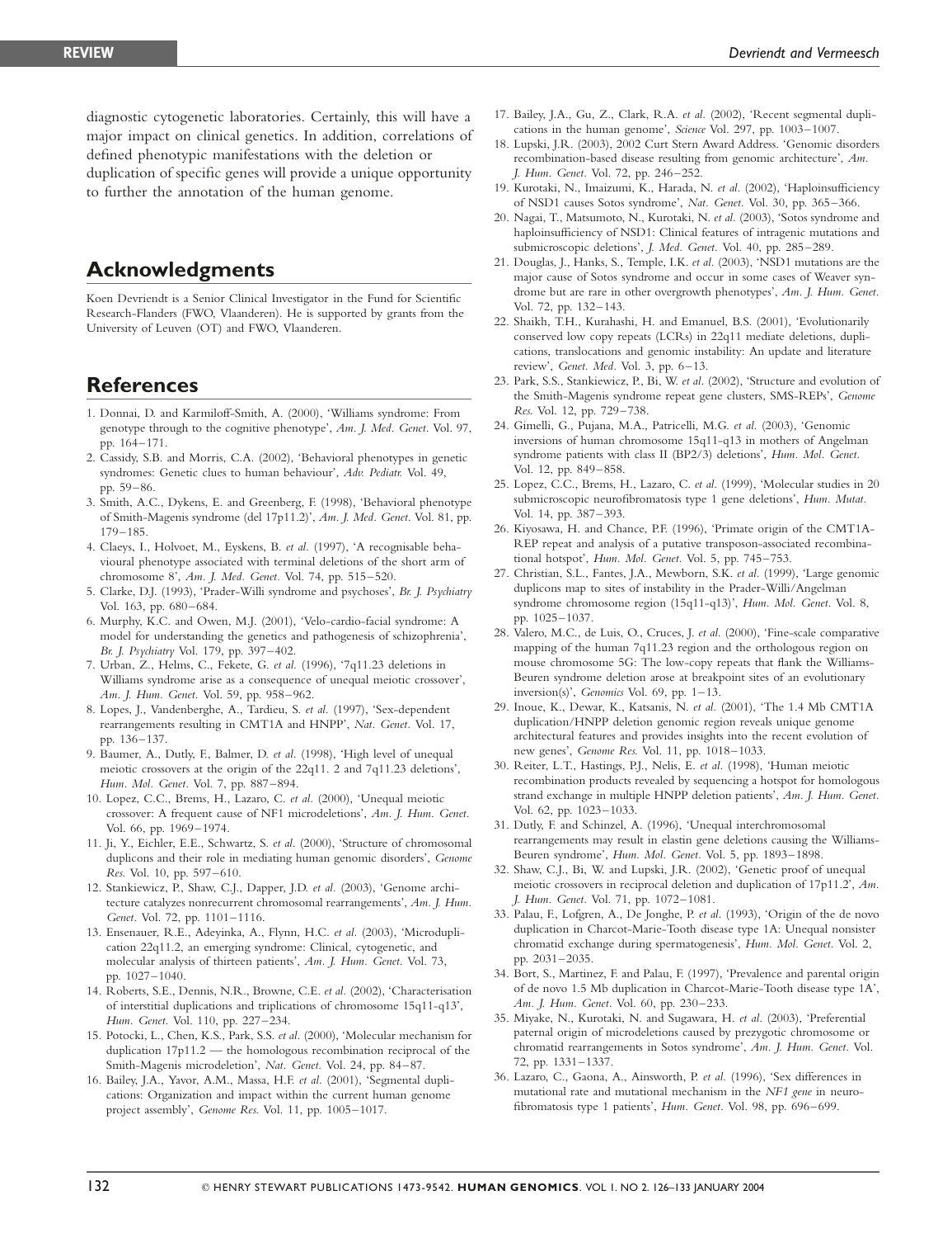diagnostic cytogenetic laboratories. Certainly, this will have a major impact on clinical genetics. In addition, correlations of defined phenotypic manifestations with the deletion or duplication of specific genes will provide a unique opportunity to further the annotation of the human genome.

## Acknowledgments

Koen Devriendt is a Senior Clinical Investigator in the Fund for Scientific Research-Flanders (FWO, Vlaanderen). He is supported by grants from the University of Leuven (OT) and FWO, Vlaanderen.

## References

1. Donnai, D. and Karmiloff-Smith, A. (2000), 'Williams syndrome: From genotype through to the cognitive phenotype', *Am. J. Med. Genet.* Vol. 97, pp. 164–171.
2. Cassidy, S.B. and Morris, C.A. (2002), 'Behavioral phenotypes in genetic syndromes: Genetic clues to human behaviour', *Adv. Pediatr.* Vol. 49, pp. 59–86.
3. Smith, A.C., Dykens, E. and Greenberg, F. (1998), 'Behavioral phenotype of Smith-Magenis syndrome (del 17p11.2)', *Am. J. Med. Genet.* Vol. 81, pp. 179–185.
4. Claeys, I., Holvoet, M., Eyskens, B. *et al.* (1997), 'A recognisable behavioural phenotype associated with terminal deletions of the short arm of chromosome 8', *Am. J. Med. Genet.* Vol. 74, pp. 515–520.
5. Clarke, D.J. (1993), 'Prader-Willi syndrome and psychoses', *Br. J. Psychiatry* Vol. 163, pp. 680–684.
6. Murphy, K.C. and Owen, M.J. (2001), 'Velo-cardio-facial syndrome: A model for understanding the genetics and pathogenesis of schizophrenia', *Br. J. Psychiatry* Vol. 179, pp. 397–402.
7. Urban, Z., Helms, C., Fekete, G. *et al.* (1996), '7q11.23 deletions in Williams syndrome arise as a consequence of unequal meiotic crossover', *Am. J. Hum. Genet.* Vol. 59, pp. 958–962.
8. Lopes, J., Vandenberghe, A., Tardieu, S. *et al.* (1997), 'Sex-dependent rearrangements resulting in CMT1A and HNPP', *Nat. Genet.* Vol. 17, pp. 136–137.
9. Baumer, A., Dutly, F., Balmer, D. *et al.* (1998), 'High level of unequal meiotic crossovers at the origin of the 22q11. 2 and 7q11.23 deletions', *Hum. Mol. Genet.* Vol. 7, pp. 887–894.
10. Lopez, C.C., Brems, H., Lazaro, C. *et al.* (2000), 'Unequal meiotic crossover: A frequent cause of NF1 microdeletions', *Am. J. Hum. Genet.* Vol. 66, pp. 1969–1974.
11. Ji, Y., Eichler, E.E., Schwartz, S. *et al.* (2000), 'Structure of chromosomal duplicons and their role in mediating human genomic disorders', *Genome Res.* Vol. 10, pp. 597–610.
12. Stankiewicz, P., Shaw, C.J., Dapper, J.D. *et al.* (2003), 'Genome architecture catalyzes nonrecurrent chromosomal rearrangements', *Am. J. Hum. Genet.* Vol. 72, pp. 1101–1116.
13. Ensenauer, R.E., Adeyinka, A., Flynn, H.C. *et al.* (2003), 'Microduplication 22q11.2, an emerging syndrome: Clinical, cytogenetic, and molecular analysis of thirteen patients', *Am. J. Hum. Genet.* Vol. 73, pp. 1027–1040.
14. Roberts, S.E., Dennis, N.R., Browne, C.E. *et al.* (2002), 'Characterisation of interstitial duplications and triplications of chromosome 15q11-q13', *Hum. Genet.* Vol. 110, pp. 227–234.
15. Potocki, L., Chen, K.S., Park, S.S. *et al.* (2000), 'Molecular mechanism for duplication 17p11.2 — the homologous recombination reciprocal of the Smith-Magenis microdeletion', *Nat. Genet.* Vol. 24, pp. 84–87.
16. Bailey, J.A., Yavor, A.M., Massa, H.F. *et al.* (2001), 'Segmental duplications: Organization and impact within the current human genome project assembly', *Genome Res.* Vol. 11, pp. 1005–1017.
17. Bailey, J.A., Gu, Z., Clark, R.A. *et al.* (2002), 'Recent segmental duplications in the human genome', *Science* Vol. 297, pp. 1003–1007.
18. Lupski, J.R. (2003), 2002 Curt Stern Award Address. 'Genomic disorders recombination-based disease resulting from genomic architecture', *Am. J. Hum. Genet.* Vol. 72, pp. 246–252.
19. Kurotaki, N., Imaizumi, K., Harada, N. *et al.* (2002), 'Haploinsufficiency of NSD1 causes Sotos syndrome', *Nat. Genet.* Vol. 30, pp. 365–366.
20. Nagai, T., Matsumoto, N., Kurotaki, N. *et al.* (2003), 'Sotos syndrome and haploinsufficiency of NSD1: Clinical features of intragenic mutations and submicroscopic deletions', *J. Med. Genet.* Vol. 40, pp. 285–289.
21. Douglas, J., Hanks, S., Temple, I.K. *et al.* (2003), 'NSD1 mutations are the major cause of Sotos syndrome and occur in some cases of Weaver syndrome but are rare in other overgrowth phenotypes', *Am. J. Hum. Genet.* Vol. 72, pp. 132–143.
22. Shaikh, T.H., Kurahashi, H. and Emanuel, B.S. (2001), 'Evolutionarily conserved low copy repeats (LCRs) in 22q11 mediate deletions, duplications, translocations and genomic instability: An update and literature review', *Genet. Med.* Vol. 3, pp. 6–13.
23. Park, S.S., Stankiewicz, P., Bi, W. *et al.* (2002), 'Structure and evolution of the Smith-Magenis syndrome repeat gene clusters, SMS-REPs', *Genome Res.* Vol. 12, pp. 729–738.
24. Gimelli, G., Pujana, M.A., Patricelli, M.G. *et al.* (2003), 'Genomic inversions of human chromosome 15q11-q13 in mothers of Angelman syndrome patients with class II (BP2/3) deletions', *Hum. Mol. Genet.* Vol. 12, pp. 849–858.
25. Lopez, C.C., Brems, H., Lazaro, C. *et al.* (1999), 'Molecular studies in 20 submicroscopic neurofibromatosis type 1 gene deletions', *Hum. Mutat.* Vol. 14, pp. 387–393.
26. Kiyosawa, H. and Chance, P.F. (1996), 'Primate origin of the CMT1A-REP repeat and analysis of a putative transposon-associated recombinational hotspot', *Hum. Mol. Genet.* Vol. 5, pp. 745–753.
27. Christian, S.L., Fantes, J.A., Mewborn, S.K. *et al.* (1999), 'Large genomic duplicons map to sites of instability in the Prader-Willi/Angelman syndrome chromosome region (15q11-q13)', *Hum. Mol. Genet.* Vol. 8, pp. 1025–1037.
28. Valero, M.C., de Luis, O., Cruces, J. *et al.* (2000), 'Fine-scale comparative mapping of the human 7q11.23 region and the orthologous region on mouse chromosome 5G: The low-copy repeats that flank the Williams-Beuren syndrome deletion arose at breakpoint sites of an evolutionary inversion(s)', *Genomics* Vol. 69, pp. 1–13.
29. Inoue, K., Dewar, K., Katsanis, N. *et al.* (2001), 'The 1.4 Mb CMT1A duplication/HNPP deletion genomic region reveals unique genome architectural features and provides insights into the recent evolution of new genes', *Genome Res.* Vol. 11, pp. 1018–1033.
30. Reiter, L.T., Hastings, P.J., Nelis, E. *et al.* (1998), 'Human meiotic recombination products revealed by sequencing a hotspot for homologous strand exchange in multiple HNPP deletion patients', *Am. J. Hum. Genet.* Vol. 62, pp. 1023–1033.
31. Dutly, F. and Schinzel, A. (1996), 'Unequal interchromosomal rearrangements may result in elastin gene deletions causing the Williams-Beuren syndrome', *Hum. Mol. Genet.* Vol. 5, pp. 1893–1898.
32. Shaw, C.J., Bi, W. and Lupski, J.R. (2002), 'Genetic proof of unequal meiotic crossovers in reciprocal deletion and duplication of 17p11.2', *Am. J. Hum. Genet.* Vol. 71, pp. 1072–1081.
33. Palau, F., Lofgren, A., De Jonghe, P. *et al.* (1993), 'Origin of the de novo duplication in Charcot-Marie-Tooth disease type 1A: Unequal nonsister chromatid exchange during spermatogenesis', *Hum. Mol. Genet.* Vol. 2, pp. 2031–2035.
34. Bort, S., Martinez, F. and Palau, F. (1997), 'Prevalence and parental origin of de novo 1.5 Mb duplication in Charcot-Marie-Tooth disease type 1A', *Am. J. Hum. Genet.* Vol. 60, pp. 230–233.
35. Miyake, N., Kurotaki, N. and Sugawara, H. *et al.* (2003), 'Preferential paternal origin of microdeletions caused by prezygotic chromosome or chromatid rearrangements in Sotos syndrome', *Am. J. Hum. Genet.* Vol. 72, pp. 1331–1337.
36. Lazaro, C., Gaona, A., Ainsworth, P. *et al.* (1996), 'Sex differences in mutational rate and mutational mechanism in the *NF1 gene* in neurofibromatosis type 1 patients', *Hum. Genet.* Vol. 98, pp. 696–699.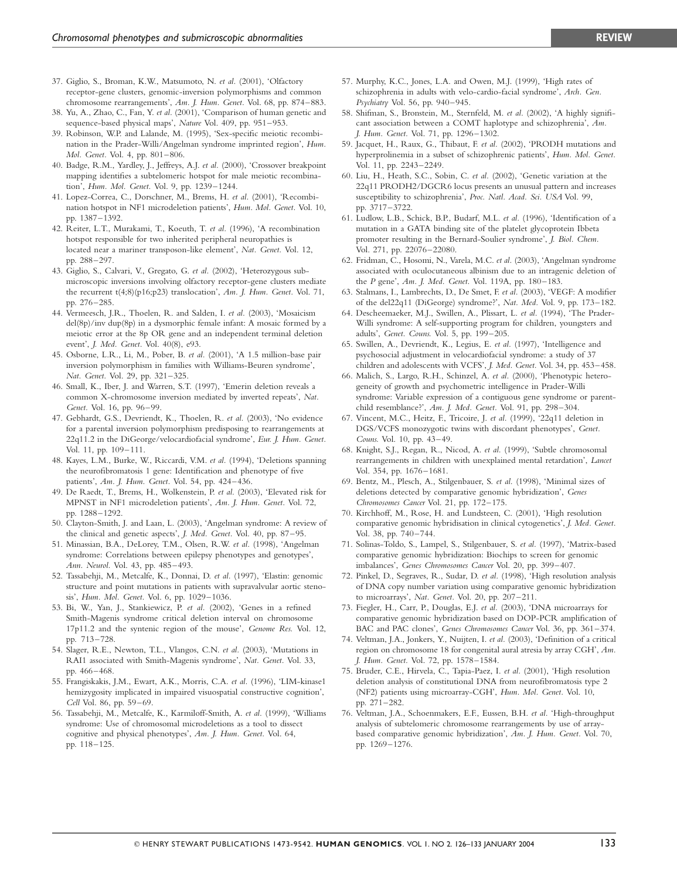37. Giglio, S., Broman, K.W., Matsumoto, N. *et al.* (2001), 'Olfactory receptor-gene clusters, genomic-inversion polymorphisms and common chromosome rearrangements', *Am. J. Hum. Genet.* Vol. 68, pp. 874–883.
38. Yu, A., Zhao, C., Fan, Y. *et al.* (2001), 'Comparison of human genetic and sequence-based physical maps', *Nature* Vol. 409, pp. 951–953.
39. Robinson, W.P. and Lalande, M. (1995), 'Sex-specific meiotic recombination in the Prader-Willi/Angelman syndrome imprinted region', *Hum. Mol. Genet.* Vol. 4, pp. 801–806.
40. Badge, R.M., Yardley, J., Jeffreys, A.J. *et al.* (2000), 'Crossover breakpoint mapping identifies a subtelomeric hotspot for male meiotic recombination', *Hum. Mol. Genet.* Vol. 9, pp. 1239–1244.
41. Lopez-Correa, C., Dorschner, M., Brems, H. *et al.* (2001), 'Recombination hotspot in NF1 microdeletion patients', *Hum. Mol. Genet.* Vol. 10, pp. 1387–1392.
42. Reiter, L.T., Murakami, T., Koeuth, T. *et al.* (1996), 'A recombination hotspot responsible for two inherited peripheral neuropathies is located near a mariner transposon-like element', *Nat. Genet.* Vol. 12, pp. 288–297.
43. Giglio, S., Calvari, V., Gregato, G. *et al.* (2002), 'Heterozygous submicroscopic inversions involving olfactory receptor-gene clusters mediate the recurrent t(4;8)(p16;p23) translocation', *Am. J. Hum. Genet.* Vol. 71, pp. 276–285.
44. Vermeesch, J.R., Thoelen, R. and Salden, I. *et al.* (2003), 'Mosaicism del(8p)/inv dup(8p) in a dysmorphic female infant: A mosaic formed by a meiotic error at the 8p OR gene and an independent terminal deletion event', *J. Med. Genet.* Vol. 40(8), e93.
45. Osborne, L.R., Li, M., Pober, B. *et al.* (2001), 'A 1.5 million-base pair inversion polymorphism in families with Williams-Beuren syndrome', *Nat. Genet.* Vol. 29, pp. 321–325.
46. Small, K., Iber, J. and Warren, S.T. (1997), 'Emerin deletion reveals a common X-chromosome inversion mediated by inverted repeats', *Nat. Genet.* Vol. 16, pp. 96–99.
47. Gebhardt, G.S., Devriendt, K., Thoelen, R. *et al.* (2003), 'No evidence for a parental inversion polymorphism predisposing to rearrangements at 22q11.2 in the DiGeorge/velocardiofacial syndrome', *Eur. J. Hum. Genet.* Vol. 11, pp. 109–111.
48. Kayes, L.M., Burke, W., Riccardi, V.M. *et al.* (1994), 'Deletions spanning the neurofibromatosis 1 gene: Identification and phenotype of five patients', *Am. J. Hum. Genet.* Vol. 54, pp. 424–436.
49. De Raedt, T., Brems, H., Wolkenstein, P. *et al.* (2003), 'Elevated risk for MPNST in NF1 microdeletion patients', *Am. J. Hum. Genet.* Vol. 72, pp. 1288–1292.
50. Clayton-Smith, J. and Laan, L. (2003), 'Angelman syndrome: A review of the clinical and genetic aspects', *J. Med. Genet.* Vol. 40, pp. 87–95.
51. Minassian, B.A., DeLorey, T.M., Olsen, R.W. *et al.* (1998), 'Angelman syndrome: Correlations between epilepsy phenotypes and genotypes', *Ann. Neurol.* Vol. 43, pp. 485–493.
52. Tassabehji, M., Metcalfe, K., Donnai, D. *et al.* (1997), 'Elastin: genomic structure and point mutations in patients with supravalvular aortic stenosis', *Hum. Mol. Genet.* Vol. 6, pp. 1029–1036.
53. Bi, W., Yan, J., Stankiewicz, P. *et al.* (2002), 'Genes in a refined Smith-Magenis syndrome critical deletion interval on chromosome 17p11.2 and the syntenic region of the mouse', *Genome Res.* Vol. 12, pp. 713–728.
54. Slager, R.E., Newton, T.L., Vlangos, C.N. *et al.* (2003), 'Mutations in RAI1 associated with Smith-Magenis syndrome', *Nat. Genet.* Vol. 33, pp. 466–468.
55. Frangiskakis, J.M., Ewart, A.K., Morris, C.A. *et al.* (1996), 'LIM-kinase1 hemizygosity implicated in impaired visuospatial constructive cognition', *Cell* Vol. 86, pp. 59–69.
56. Tassabehji, M., Metcalfe, K., Karmiloff-Smith, A. *et al.* (1999), 'Williams syndrome: Use of chromosomal microdeletions as a tool to dissect cognitive and physical phenotypes', *Am. J. Hum. Genet.* Vol. 64, pp. 118–125.
57. Murphy, K.C., Jones, L.A. and Owen, M.J. (1999), 'High rates of schizophrenia in adults with velo-cardio-facial syndrome', *Arch. Gen. Psychiatry* Vol. 56, pp. 940–945.
58. Shifman, S., Bronstein, M., Sternfeld, M. *et al.* (2002), 'A highly significant association between a COMT haplotype and schizophrenia', *Am. J. Hum. Genet.* Vol. 71, pp. 1296–1302.
59. Jacquet, H., Raux, G., Thibaut, F. *et al.* (2002), 'PRODH mutations and hyperprolinemia in a subset of schizophrenic patients', *Hum. Mol. Genet.* Vol. 11, pp. 2243–2249.
60. Liu, H., Heath, S.C., Sobin, C. *et al.* (2002), 'Genetic variation at the 22q11 PRODH2/DGCR6 locus presents an unusual pattern and increases susceptibility to schizophrenia', *Proc. Natl. Acad. Sci. USA* Vol. 99, pp. 3717–3722.
61. Ludlow, L.B., Schick, B.P., Budarf, M.L. *et al.* (1996), 'Identification of a mutation in a GATA binding site of the platelet glycoprotein Ibbeta promoter resulting in the Bernard-Soulier syndrome', *J. Biol. Chem.* Vol. 271, pp. 22076–22080.
62. Fridman, C., Hosomi, N., Varela, M.C. *et al.* (2003), 'Angelman syndrome associated with oculocutaneous albinism due to an intragenic deletion of the *P* gene', *Am. J. Med. Genet.* Vol. 119A, pp. 180–183.
63. Stalmans, I., Lambrechts, D., De Smet, F. *et al.* (2003), 'VEGF: A modifier of the del22q11 (DiGeorge) syndrome?', *Nat. Med.* Vol. 9, pp. 173–182.
64. Descheemaeker, M.J., Swillen, A., Plissart, L. *et al.* (1994), 'The Prader-Willi syndrome: A self-supporting program for children, youngsters and adults', *Genet. Couns.* Vol. 5, pp. 199–205.
65. Swillen, A., Devriendt, K., Legius, E. *et al.* (1997), 'Intelligence and psychosocial adjustment in velocardiofacial syndrome: a study of 37 children and adolescents with VCFS', *J. Med. Genet.* Vol. 34, pp. 453–458.
66. Malich, S., Largo, R.H., Schinzel, A. *et al.* (2000), 'Phenotypic heterogeneity of growth and psychometric intelligence in Prader-Willi syndrome: Variable expression of a contiguous gene syndrome or parent-child resemblance?', *Am. J. Med. Genet.* Vol. 91, pp. 298–304.
67. Vincent, M.C., Heitz, F., Tricoire, J. *et al.* (1999), '22q11 deletion in DGS/VCFS monozygotic twins with discordant phenotypes', *Genet. Couns.* Vol. 10, pp. 43–49.
68. Knight, S.J., Regan, R., Nicod, A. *et al.* (1999), 'Subtle chromosomal rearrangements in children with unexplained mental retardation', *Lancet* Vol. 354, pp. 1676–1681.
69. Bentz, M., Plesch, A., Stilgenbauer, S. *et al.* (1998), 'Minimal sizes of deletions detected by comparative genomic hybridization', *Genes Chromosomes Cancer* Vol. 21, pp. 172–175.
70. Kirchhoff, M., Rose, H. and Lundsteen, C. (2001), 'High resolution comparative genomic hybridisation in clinical cytogenetics', *J. Med. Genet.* Vol. 38, pp. 740–744.
71. Solinas-Toldo, S., Lampel, S., Stilgenbauer, S. *et al.* (1997), 'Matrix-based comparative genomic hybridization: Biochips to screen for genomic imbalances', *Genes Chromosomes Cancer* Vol. 20, pp. 399–407.
72. Pinkel, D., Segraves, R., Sudar, D. *et al.* (1998), 'High resolution analysis of DNA copy number variation using comparative genomic hybridization to microarrays', *Nat. Genet.* Vol. 20, pp. 207–211.
73. Fiegler, H., Carr, P., Douglas, E.J. *et al.* (2003), 'DNA microarrays for comparative genomic hybridization based on DOP-PCR amplification of BAC and PAC clones', *Genes Chromosomes Cancer* Vol. 36, pp. 361–374.
74. Veltman, J.A., Jonkers, Y., Nuijten, I. *et al.* (2003), 'Definition of a critical region on chromosome 18 for congenital aural atresia by array CGH', *Am. J. Hum. Genet.* Vol. 72, pp. 1578–1584.
75. Bruder, C.E., Hirvela, C., Tapia-Paez, I. *et al.* (2001), 'High resolution deletion analysis of constitutional DNA from neurofibromatosis type 2 (NF2) patients using microarray-CGH', *Hum. Mol. Genet.* Vol. 10, pp. 271–282.
76. Veltman, J.A., Schoenmakers, E.F., Eussen, B.H. *et al.* 'High-throughput analysis of subtelomeric chromosome rearrangements by use of array-based comparative genomic hybridization', *Am. J. Hum. Genet.* Vol. 70, pp. 1269–1276.